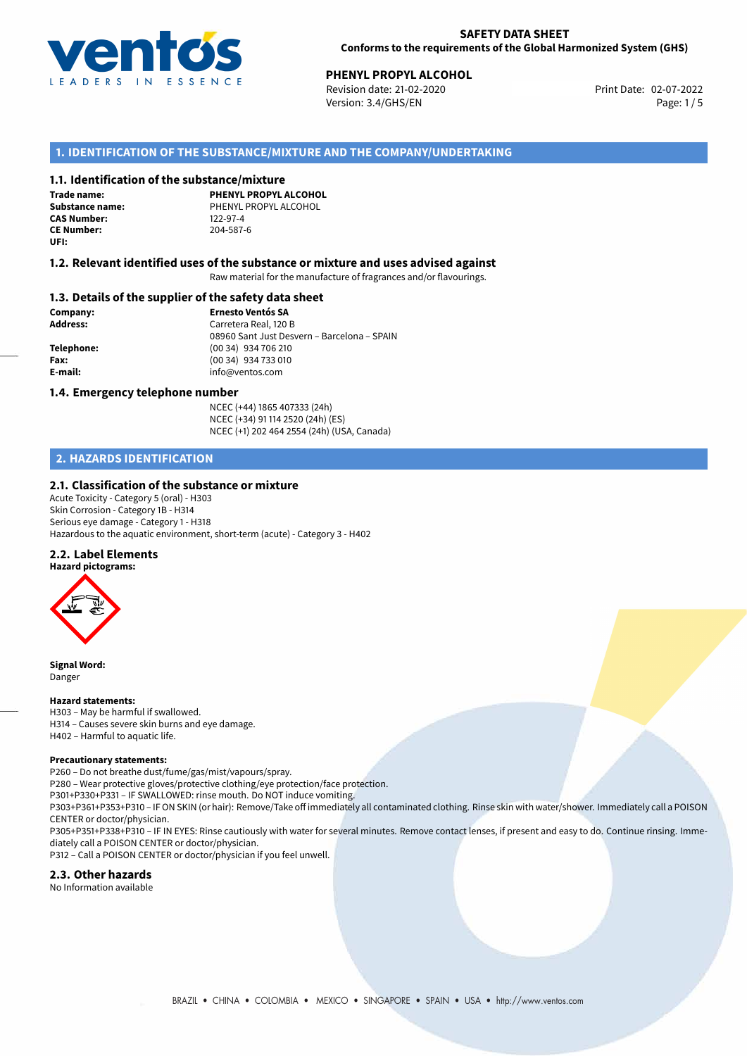**SAFETY DATA SHEET**
**Conforms to the requirements of the Global Harmonized System (GHS)**

**PHENYL PROPYL ALCOHOL**
Revision date: 21-02-2020
Version: 3.4/GHS/EN
Print Date: 02-07-2022

## 1. IDENTIFICATION OF THE SUBSTANCE/MIXTURE AND THE COMPANY/UNDERTAKING

### 1.1. Identification of the substance/mixture

**Trade name:** **PHENYL PROPYL ALCOHOL**
**Substance name:** PHENYL PROPYL ALCOHOL
**CAS Number:** 122-97-4
**CE Number:** 204-587-6
**UFI:**

### 1.2. Relevant identified uses of the substance or mixture and uses advised against

Raw material for the manufacture of fragrances and/or flavourings.

### 1.3. Details of the supplier of the safety data sheet

**Company:** **Ernesto Ventós SA**
**Address:** Carretera Real, 120 B
08960 Sant Just Desvern – Barcelona – SPAIN
**Telephone:** (00 34) 934 706 210
**Fax:** (00 34) 934 733 010
**E-mail:** info@ventos.com

### 1.4. Emergency telephone number

NCEC (+44) 1865 407333 (24h)
NCEC (+34) 91 114 2520 (24h) (ES)
NCEC (+1) 202 464 2554 (24h) (USA, Canada)

## 2. HAZARDS IDENTIFICATION

### 2.1. Classification of the substance or mixture

Acute Toxicity - Category 5 (oral) - H303
Skin Corrosion - Category 1B - H314
Serious eye damage - Category 1 - H318
Hazardous to the aquatic environment, short-term (acute) - Category 3 - H402

### 2.2. Label Elements

**Hazard pictograms:**

**Signal Word:**
Danger

**Hazard statements:**
H303 – May be harmful if swallowed.
H314 – Causes severe skin burns and eye damage.
H402 – Harmful to aquatic life.

**Precautionary statements:**
P260 – Do not breathe dust/fume/gas/mist/vapours/spray.
P280 – Wear protective gloves/protective clothing/eye protection/face protection.
P301+P330+P331 – IF SWALLOWED: rinse mouth. Do NOT induce vomiting.
P303+P361+P353+P310 – IF ON SKIN (or hair): Remove/Take off immediately all contaminated clothing. Rinse skin with water/shower. Immediately call a POISON CENTER or doctor/physician.
P305+P351+P338+P310 – IF IN EYES: Rinse cautiously with water for several minutes. Remove contact lenses, if present and easy to do. Continue rinsing. Immediately call a POISON CENTER or doctor/physician.
P312 – Call a POISON CENTER or doctor/physician if you feel unwell.

### 2.3. Other hazards

No Information available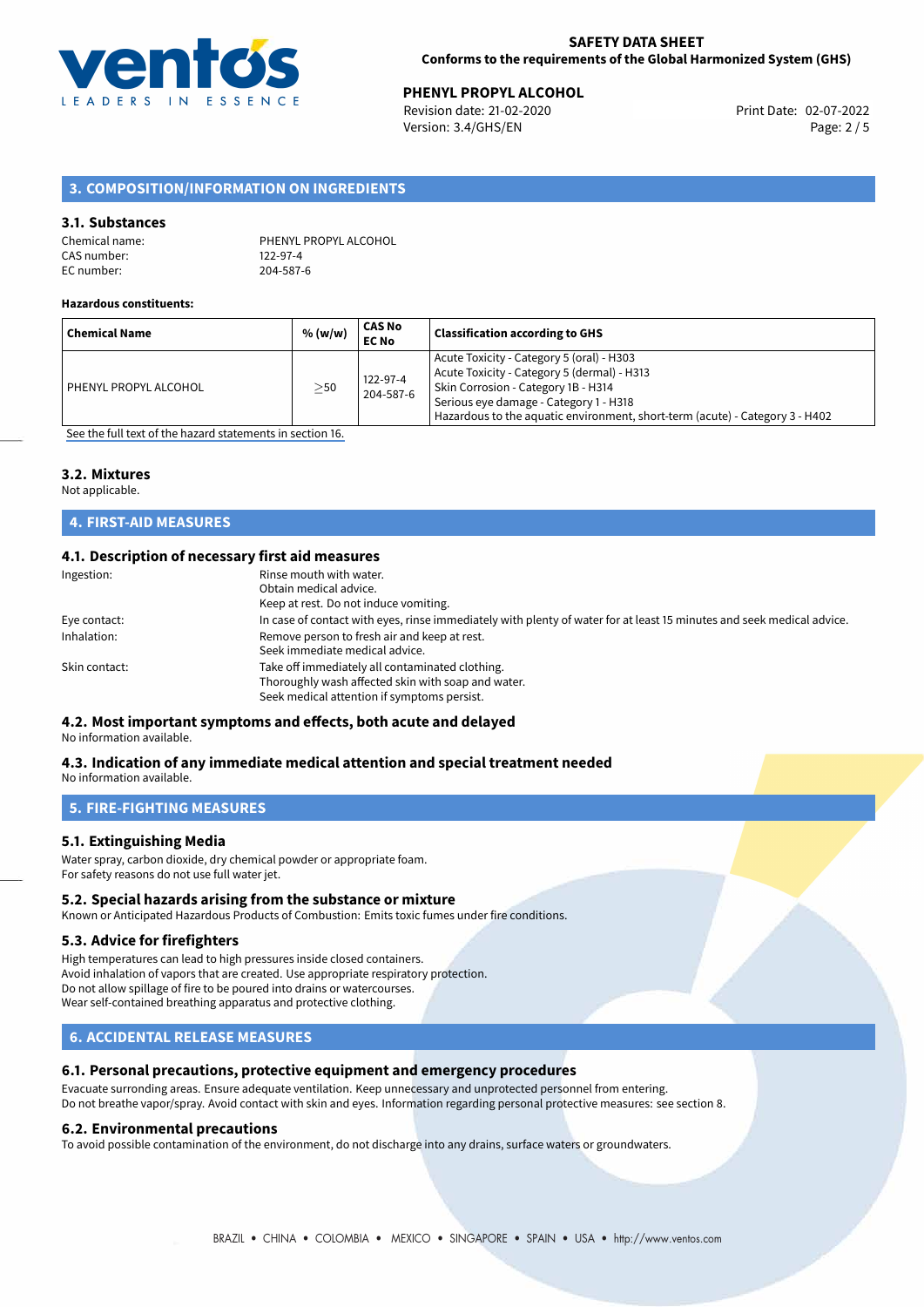## 3. COMPOSITION/INFORMATION ON INGREDIENTS

### 3.1. Substances

Chemical name: PHENYL PROPYL ALCOHOL
CAS number: 122-97-4
EC number: 204-587-6

**Hazardous constituents:**

| Chemical Name | % (w/w) | CAS No EC No | Classification according to GHS |
|---|---|---|---|
| PHENYL PROPYL ALCOHOL | ≥50 | 122-97-4 204-587-6 | Acute Toxicity - Category 5 (oral) - H303<br>Acute Toxicity - Category 5 (dermal) - H313<br>Skin Corrosion - Category 1B - H314<br>Serious eye damage - Category 1 - H318<br>Hazardous to the aquatic environment, short-term (acute) - Category 3 - H402 |

See the full text of the hazard statements in section 16.

### 3.2. Mixtures

Not applicable.

## 4. FIRST-AID MEASURES

### 4.1. Description of necessary first aid measures

Ingestion: Rinse mouth with water.
Obtain medical advice.
Keep at rest. Do not induce vomiting.

Eye contact: In case of contact with eyes, rinse immediately with plenty of water for at least 15 minutes and seek medical advice.

Inhalation: Remove person to fresh air and keep at rest.
Seek immediate medical advice.

Skin contact: Take off immediately all contaminated clothing.
Thoroughly wash affected skin with soap and water.
Seek medical attention if symptoms persist.

### 4.2. Most important symptoms and effects, both acute and delayed

No information available.

### 4.3. Indication of any immediate medical attention and special treatment needed

No information available.

## 5. FIRE-FIGHTING MEASURES

### 5.1. Extinguishing Media

Water spray, carbon dioxide, dry chemical powder or appropriate foam.
For safety reasons do not use full water jet.

### 5.2. Special hazards arising from the substance or mixture

Known or Anticipated Hazardous Products of Combustion: Emits toxic fumes under fire conditions.

### 5.3. Advice for firefighters

High temperatures can lead to high pressures inside closed containers.
Avoid inhalation of vapors that are created. Use appropriate respiratory protection.
Do not allow spillage of fire to be poured into drains or watercourses.
Wear self-contained breathing apparatus and protective clothing.

## 6. ACCIDENTAL RELEASE MEASURES

### 6.1. Personal precautions, protective equipment and emergency procedures

Evacuate surrounding areas. Ensure adequate ventilation. Keep unnecessary and unprotected personnel from entering.
Do not breathe vapor/spray. Avoid contact with skin and eyes. Information regarding personal protective measures: see section 8.

### 6.2. Environmental precautions

To avoid possible contamination of the environment, do not discharge into any drains, surface waters or groundwaters.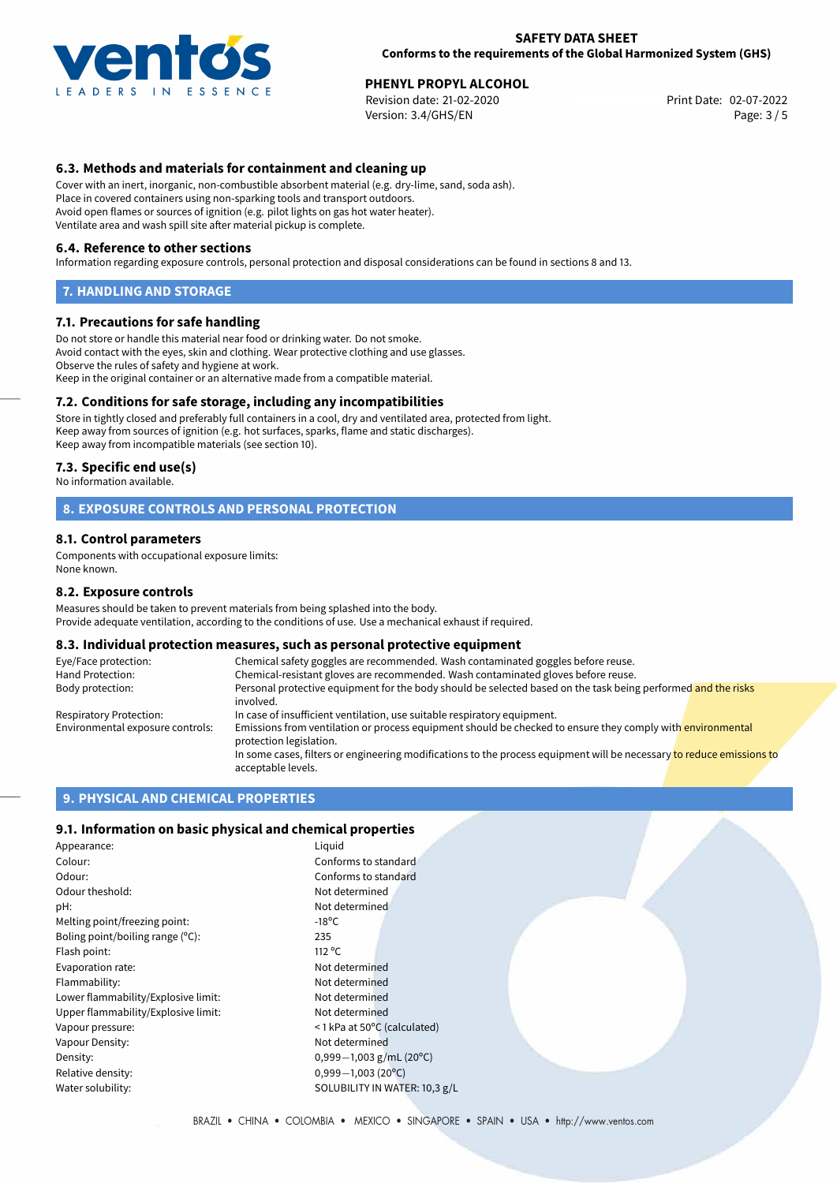## 6.3. Methods and materials for containment and cleaning up

Cover with an inert, inorganic, non-combustible absorbent material (e.g. dry-lime, sand, soda ash).
Place in covered containers using non-sparking tools and transport outdoors.
Avoid open flames or sources of ignition (e.g. pilot lights on gas hot water heater).
Ventilate area and wash spill site after material pickup is complete.

## 6.4. Reference to other sections

Information regarding exposure controls, personal protection and disposal considerations can be found in sections 8 and 13.

# 7. HANDLING AND STORAGE

## 7.1. Precautions for safe handling

Do not store or handle this material near food or drinking water. Do not smoke.
Avoid contact with the eyes, skin and clothing. Wear protective clothing and use glasses.
Observe the rules of safety and hygiene at work.
Keep in the original container or an alternative made from a compatible material.

## 7.2. Conditions for safe storage, including any incompatibilities

Store in tightly closed and preferably full containers in a cool, dry and ventilated area, protected from light.
Keep away from sources of ignition (e.g. hot surfaces, sparks, flame and static discharges).
Keep away from incompatible materials (see section 10).

## 7.3. Specific end use(s)

No information available.

# 8. EXPOSURE CONTROLS AND PERSONAL PROTECTION

## 8.1. Control parameters

Components with occupational exposure limits:
None known.

## 8.2. Exposure controls

Measures should be taken to prevent materials from being splashed into the body.
Provide adequate ventilation, according to the conditions of use. Use a mechanical exhaust if required.

## 8.3. Individual protection measures, such as personal protective equipment

| | |
|---|---|
| Eye/Face protection: | Chemical safety goggles are recommended. Wash contaminated goggles before reuse. |
| Hand Protection: | Chemical-resistant gloves are recommended. Wash contaminated gloves before reuse. |
| Body protection: | Personal protective equipment for the body should be selected based on the task being performed and the risks involved. |
| Respiratory Protection: | In case of insufficient ventilation, use suitable respiratory equipment. |
| Environmental exposure controls: | Emissions from ventilation or process equipment should be checked to ensure they comply with environmental protection legislation. In some cases, filters or engineering modifications to the process equipment will be necessary to reduce emissions to acceptable levels. |

# 9. PHYSICAL AND CHEMICAL PROPERTIES

## 9.1. Information on basic physical and chemical properties

| | |
|---|---|
| Appearance: | Liquid |
| Colour: | Conforms to standard |
| Odour: | Conforms to standard |
| Odour theshold: | Not determined |
| pH: | Not determined |
| Melting point/freezing point: | -18°C |
| Boling point/boiling range (°C): | 235 |
| Flash point: | 112 °C |
| Evaporation rate: | Not determined |
| Flammability: | Not determined |
| Lower flammability/Explosive limit: | Not determined |
| Upper flammability/Explosive limit: | Not determined |
| Vapour pressure: | < 1 kPa at 50°C (calculated) |
| Vapour Density: | Not determined |
| Density: | 0,999—1,003 g/mL (20°C) |
| Relative density: | 0,999—1,003 (20°C) |
| Water solubility: | SOLUBILITY IN WATER: 10,3 g/L |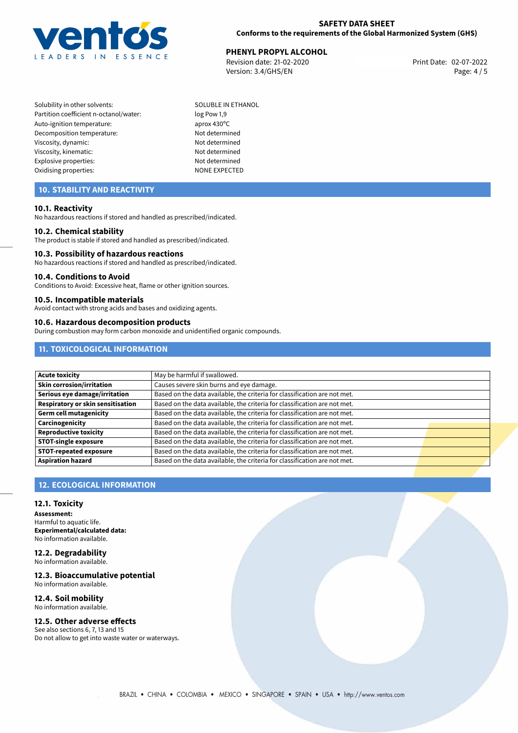| | |
|---|---|
| Solubility in other solvents: | SOLUBLE IN ETHANOL |
| Partition coefficient n-octanol/water: | log Pow 1,9 |
| Auto-ignition temperature: | aprox 430°C |
| Decomposition temperature: | Not determined |
| Viscosity, dynamic: | Not determined |
| Viscosity, kinematic: | Not determined |
| Explosive properties: | Not determined |
| Oxidising properties: | NONE EXPECTED |

## 10. STABILITY AND REACTIVITY

### 10.1. Reactivity

No hazardous reactions if stored and handled as prescribed/indicated.

### 10.2. Chemical stability

The product is stable if stored and handled as prescribed/indicated.

### 10.3. Possibility of hazardous reactions

No hazardous reactions if stored and handled as prescribed/indicated.

### 10.4. Conditions to Avoid

Conditions to Avoid: Excessive heat, flame or other ignition sources.

### 10.5. Incompatible materials

Avoid contact with strong acids and bases and oxidizing agents.

### 10.6. Hazardous decomposition products

During combustion may form carbon monoxide and unidentified organic compounds.

## 11. TOXICOLOGICAL INFORMATION

| | |
|---|---|
| **Acute toxicity** | May be harmful if swallowed. |
| **Skin corrosion/irritation** | Causes severe skin burns and eye damage. |
| **Serious eye damage/irritation** | Based on the data available, the criteria for classification are not met. |
| **Respiratory or skin sensitisation** | Based on the data available, the criteria for classification are not met. |
| **Germ cell mutagenicity** | Based on the data available, the criteria for classification are not met. |
| **Carcinogenicity** | Based on the data available, the criteria for classification are not met. |
| **Reproductive toxicity** | Based on the data available, the criteria for classification are not met. |
| **STOT-single exposure** | Based on the data available, the criteria for classification are not met. |
| **STOT-repeated exposure** | Based on the data available, the criteria for classification are not met. |
| **Aspiration hazard** | Based on the data available, the criteria for classification are not met. |

## 12. ECOLOGICAL INFORMATION

### 12.1. Toxicity

**Assessment:**
Harmful to aquatic life.
**Experimental/calculated data:**
No information available.

### 12.2. Degradability

No information available.

### 12.3. Bioaccumulative potential

No information available.

### 12.4. Soil mobility

No information available.

### 12.5. Other adverse effects

See also sections 6, 7, 13 and 15
Do not allow to get into waste water or waterways.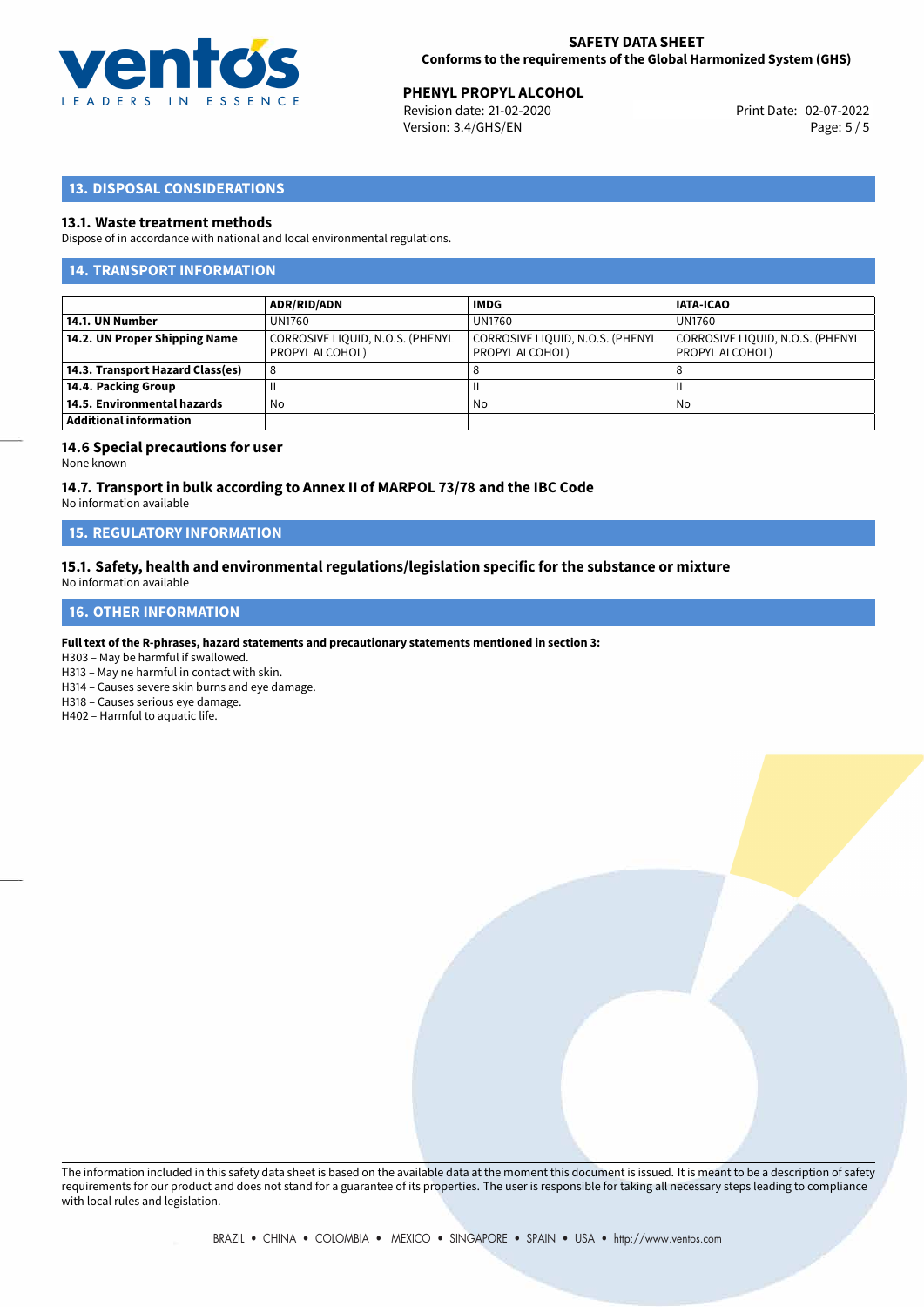## 13. DISPOSAL CONSIDERATIONS

### 13.1. Waste treatment methods

Dispose of in accordance with national and local environmental regulations.

## 14. TRANSPORT INFORMATION

| | ADR/RID/ADN | IMDG | IATA-ICAO |
|---|---|---|---|
| **14.1. UN Number** | UN1760 | UN1760 | UN1760 |
| **14.2. UN Proper Shipping Name** | CORROSIVE LIQUID, N.O.S. (PHENYL PROPYL ALCOHOL) | CORROSIVE LIQUID, N.O.S. (PHENYL PROPYL ALCOHOL) | CORROSIVE LIQUID, N.O.S. (PHENYL PROPYL ALCOHOL) |
| **14.3. Transport Hazard Class(es)** | 8 | 8 | 8 |
| **14.4. Packing Group** | II | II | II |
| **14.5. Environmental hazards** | No | No | No |
| **Additional information** | | | |

### 14.6 Special precautions for user

None known

### 14.7. Transport in bulk according to Annex II of MARPOL 73/78 and the IBC Code

No information available

## 15. REGULATORY INFORMATION

### 15.1. Safety, health and environmental regulations/legislation specific for the substance or mixture

No information available

## 16. OTHER INFORMATION

**Full text of the R-phrases, hazard statements and precautionary statements mentioned in section 3:**

H303 – May be harmful if swallowed.
H313 – May ne harmful in contact with skin.
H314 – Causes severe skin burns and eye damage.
H318 – Causes serious eye damage.
H402 – Harmful to aquatic life.

The information included in this safety data sheet is based on the available data at the moment this document is issued. It is meant to be a description of safety requirements for our product and does not stand for a guarantee of its properties. The user is responsible for taking all necessary steps leading to compliance with local rules and legislation.